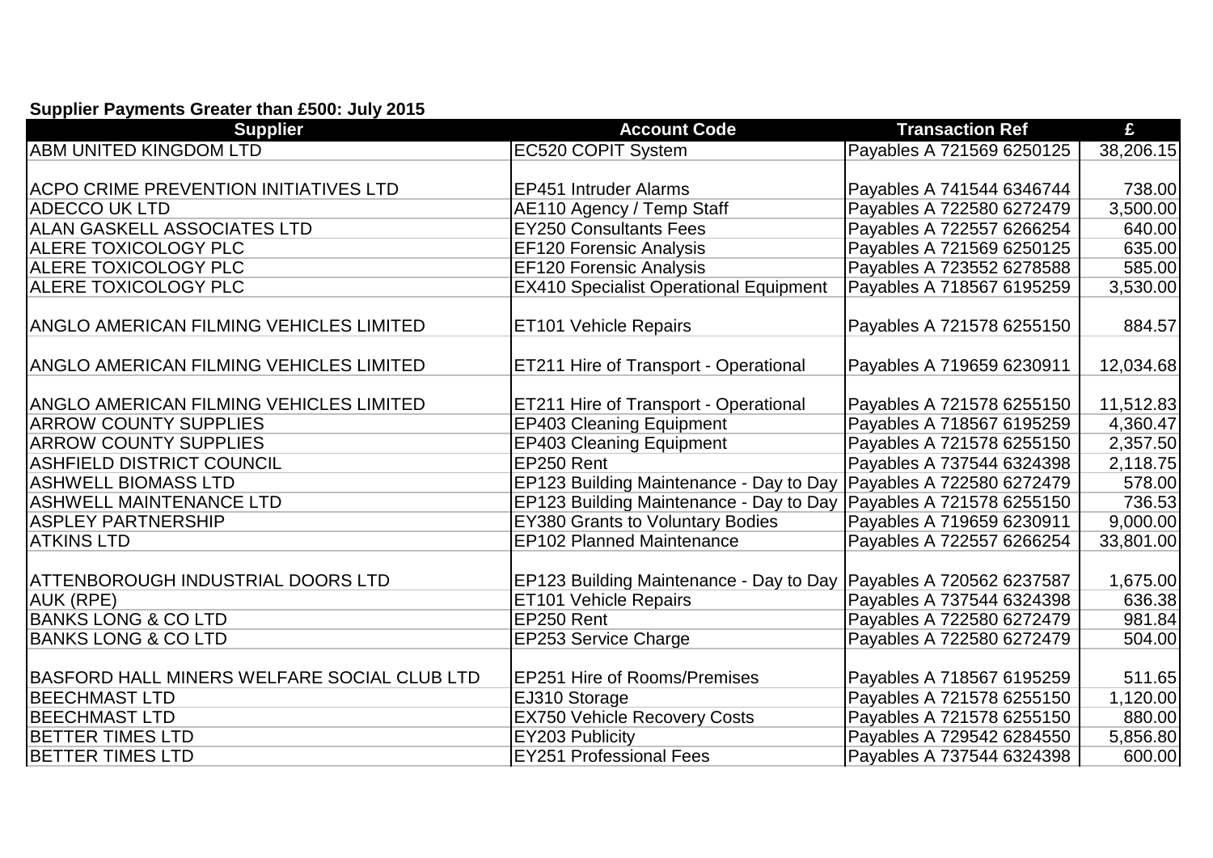**Supplier Payments Greater than £500: July 2015**

| Supplier | Account Code | Transaction Ref | £ |
|---|---|---|---|
| ABM UNITED KINGDOM LTD | EC520 COPIT System | Payables A 721569 6250125 | 38,206.15 |
| ACPO CRIME PREVENTION INITIATIVES LTD | EP451 Intruder Alarms | Payables A 741544 6346744 | 738.00 |
| ADECCO UK LTD | AE110 Agency / Temp Staff | Payables A 722580 6272479 | 3,500.00 |
| ALAN GASKELL ASSOCIATES LTD | EY250 Consultants Fees | Payables A 722557 6266254 | 640.00 |
| ALERE TOXICOLOGY PLC | EF120 Forensic Analysis | Payables A 721569 6250125 | 635.00 |
| ALERE TOXICOLOGY PLC | EF120 Forensic Analysis | Payables A 723552 6278588 | 585.00 |
| ALERE TOXICOLOGY PLC | EX410 Specialist Operational Equipment | Payables A 718567 6195259 | 3,530.00 |
| ANGLO AMERICAN FILMING VEHICLES LIMITED | ET101 Vehicle Repairs | Payables A 721578 6255150 | 884.57 |
| ANGLO AMERICAN FILMING VEHICLES LIMITED | ET211 Hire of Transport - Operational | Payables A 719659 6230911 | 12,034.68 |
| ANGLO AMERICAN FILMING VEHICLES LIMITED | ET211 Hire of Transport - Operational | Payables A 721578 6255150 | 11,512.83 |
| ARROW COUNTY SUPPLIES | EP403 Cleaning Equipment | Payables A 718567 6195259 | 4,360.47 |
| ARROW COUNTY SUPPLIES | EP403 Cleaning Equipment | Payables A 721578 6255150 | 2,357.50 |
| ASHFIELD DISTRICT COUNCIL | EP250 Rent | Payables A 737544 6324398 | 2,118.75 |
| ASHWELL BIOMASS LTD | EP123 Building Maintenance - Day to Day | Payables A 722580 6272479 | 578.00 |
| ASHWELL MAINTENANCE LTD | EP123 Building Maintenance - Day to Day | Payables A 721578 6255150 | 736.53 |
| ASPLEY PARTNERSHIP | EY380 Grants to Voluntary Bodies | Payables A 719659 6230911 | 9,000.00 |
| ATKINS LTD | EP102 Planned Maintenance | Payables A 722557 6266254 | 33,801.00 |
| ATTENBOROUGH INDUSTRIAL DOORS LTD | EP123 Building Maintenance - Day to Day | Payables A 720562 6237587 | 1,675.00 |
| AUK (RPE) | ET101 Vehicle Repairs | Payables A 737544 6324398 | 636.38 |
| BANKS LONG & CO LTD | EP250 Rent | Payables A 722580 6272479 | 981.84 |
| BANKS LONG & CO LTD | EP253 Service Charge | Payables A 722580 6272479 | 504.00 |
| BASFORD HALL MINERS WELFARE SOCIAL CLUB LTD | EP251 Hire of Rooms/Premises | Payables A 718567 6195259 | 511.65 |
| BEECHMAST LTD | EJ310 Storage | Payables A 721578 6255150 | 1,120.00 |
| BEECHMAST LTD | EX750 Vehicle Recovery Costs | Payables A 721578 6255150 | 880.00 |
| BETTER TIMES LTD | EY203 Publicity | Payables A 729542 6284550 | 5,856.80 |
| BETTER TIMES LTD | EY251 Professional Fees | Payables A 737544 6324398 | 600.00 |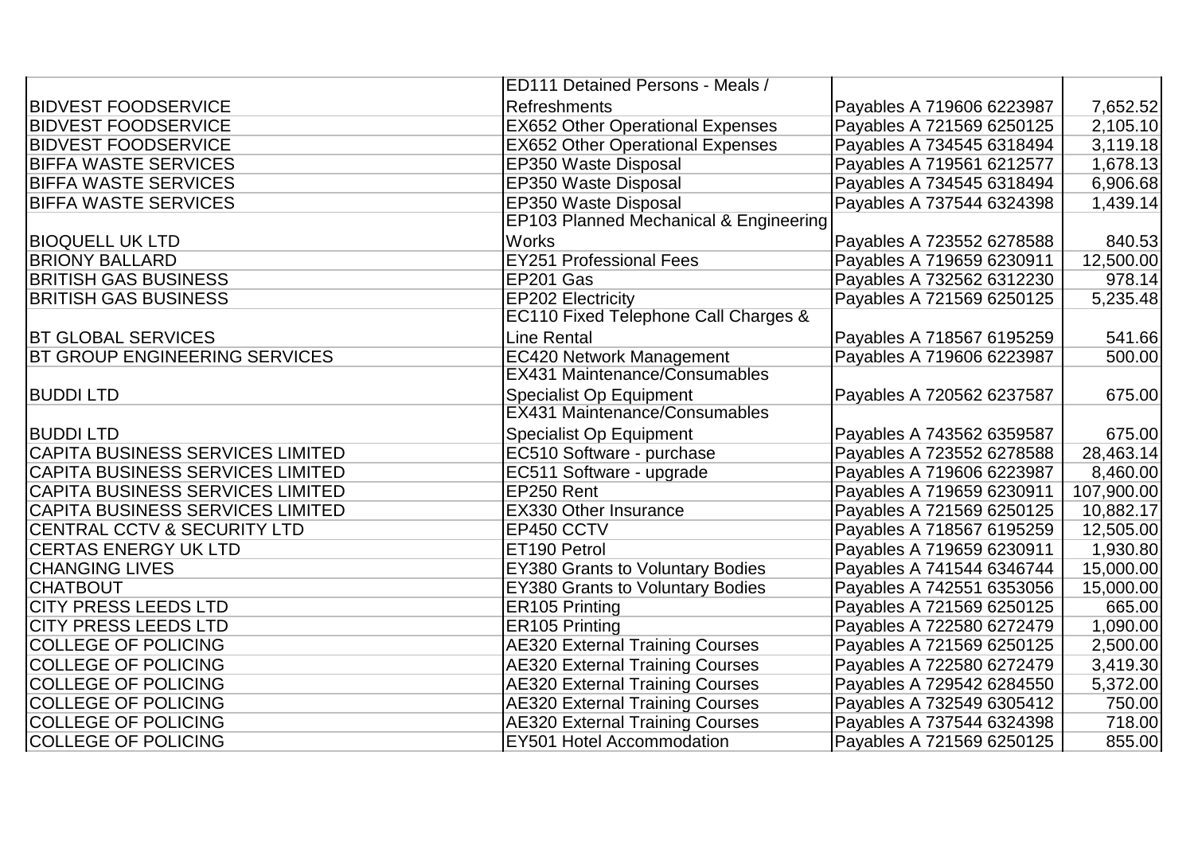| | | | |
|---|---|---|---|
| BIDVEST FOODSERVICE | ED111 Detained Persons - Meals / Refreshments | Payables A 719606 6223987 | 7,652.52 |
| BIDVEST FOODSERVICE | EX652 Other Operational Expenses | Payables A 721569 6250125 | 2,105.10 |
| BIDVEST FOODSERVICE | EX652 Other Operational Expenses | Payables A 734545 6318494 | 3,119.18 |
| BIFFA WASTE SERVICES | EP350 Waste Disposal | Payables A 719561 6212577 | 1,678.13 |
| BIFFA WASTE SERVICES | EP350 Waste Disposal | Payables A 734545 6318494 | 6,906.68 |
| BIFFA WASTE SERVICES | EP350 Waste Disposal | Payables A 737544 6324398 | 1,439.14 |
| BIOQUELL UK LTD | EP103 Planned Mechanical & Engineering Works | Payables A 723552 6278588 | 840.53 |
| BRIONY BALLARD | EY251 Professional Fees | Payables A 719659 6230911 | 12,500.00 |
| BRITISH GAS BUSINESS | EP201 Gas | Payables A 732562 6312230 | 978.14 |
| BRITISH GAS BUSINESS | EP202 Electricity | Payables A 721569 6250125 | 5,235.48 |
| BT GLOBAL SERVICES | EC110 Fixed Telephone Call Charges & Line Rental | Payables A 718567 6195259 | 541.66 |
| BT GROUP ENGINEERING SERVICES | EC420 Network Management | Payables A 719606 6223987 | 500.00 |
| BUDDI LTD | EX431 Maintenance/Consumables Specialist Op Equipment | Payables A 720562 6237587 | 675.00 |
| BUDDI LTD | EX431 Maintenance/Consumables Specialist Op Equipment | Payables A 743562 6359587 | 675.00 |
| CAPITA BUSINESS SERVICES LIMITED | EC510 Software - purchase | Payables A 723552 6278588 | 28,463.14 |
| CAPITA BUSINESS SERVICES LIMITED | EC511 Software - upgrade | Payables A 719606 6223987 | 8,460.00 |
| CAPITA BUSINESS SERVICES LIMITED | EP250 Rent | Payables A 719659 6230911 | 107,900.00 |
| CAPITA BUSINESS SERVICES LIMITED | EX330 Other Insurance | Payables A 721569 6250125 | 10,882.17 |
| CENTRAL CCTV & SECURITY LTD | EP450 CCTV | Payables A 718567 6195259 | 12,505.00 |
| CERTAS ENERGY UK LTD | ET190 Petrol | Payables A 719659 6230911 | 1,930.80 |
| CHANGING LIVES | EY380 Grants to Voluntary Bodies | Payables A 741544 6346744 | 15,000.00 |
| CHATBOUT | EY380 Grants to Voluntary Bodies | Payables A 742551 6353056 | 15,000.00 |
| CITY PRESS LEEDS LTD | ER105 Printing | Payables A 721569 6250125 | 665.00 |
| CITY PRESS LEEDS LTD | ER105 Printing | Payables A 722580 6272479 | 1,090.00 |
| COLLEGE OF POLICING | AE320 External Training Courses | Payables A 721569 6250125 | 2,500.00 |
| COLLEGE OF POLICING | AE320 External Training Courses | Payables A 722580 6272479 | 3,419.30 |
| COLLEGE OF POLICING | AE320 External Training Courses | Payables A 729542 6284550 | 5,372.00 |
| COLLEGE OF POLICING | AE320 External Training Courses | Payables A 732549 6305412 | 750.00 |
| COLLEGE OF POLICING | AE320 External Training Courses | Payables A 737544 6324398 | 718.00 |
| COLLEGE OF POLICING | EY501 Hotel Accommodation | Payables A 721569 6250125 | 855.00 |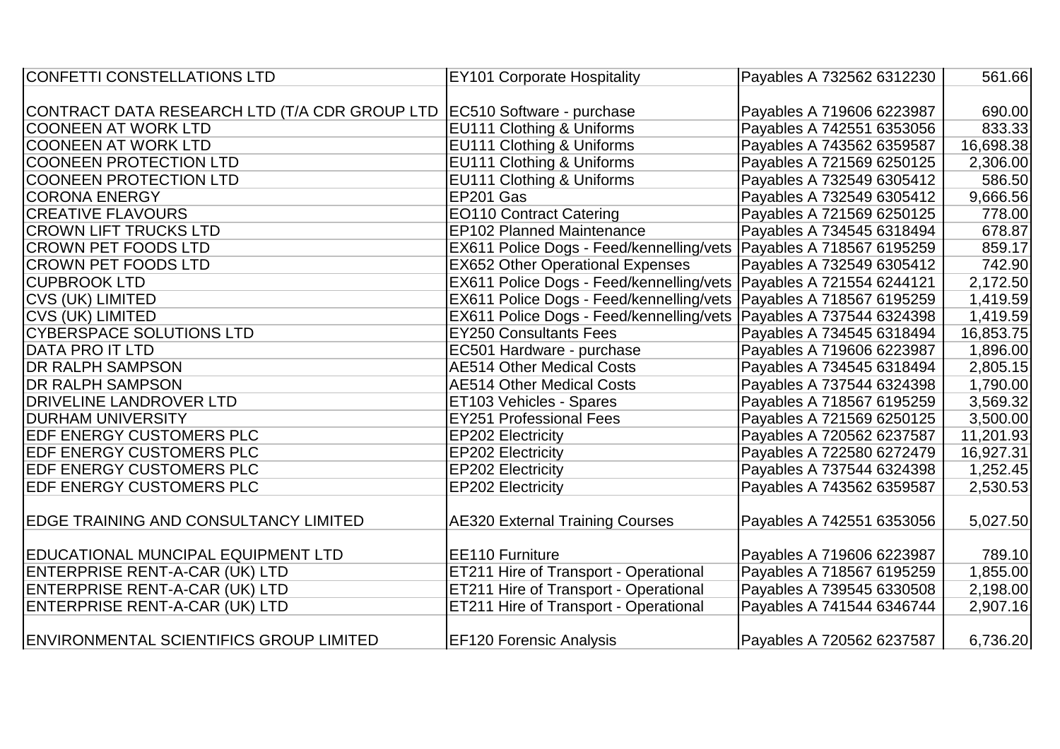| | | | |
|---|---|---|---|
| CONFETTI CONSTELLATIONS LTD | EY101 Corporate Hospitality | Payables A 732562 6312230 | 561.66 |
| CONTRACT DATA RESEARCH LTD (T/A CDR GROUP LTD | EC510 Software - purchase | Payables A 719606 6223987 | 690.00 |
| COONEEN AT WORK LTD | EU111 Clothing & Uniforms | Payables A 742551 6353056 | 833.33 |
| COONEEN AT WORK LTD | EU111 Clothing & Uniforms | Payables A 743562 6359587 | 16,698.38 |
| COONEEN PROTECTION LTD | EU111 Clothing & Uniforms | Payables A 721569 6250125 | 2,306.00 |
| COONEEN PROTECTION LTD | EU111 Clothing & Uniforms | Payables A 732549 6305412 | 586.50 |
| CORONA ENERGY | EP201 Gas | Payables A 732549 6305412 | 9,666.56 |
| CREATIVE FLAVOURS | EO110 Contract Catering | Payables A 721569 6250125 | 778.00 |
| CROWN LIFT TRUCKS LTD | EP102 Planned Maintenance | Payables A 734545 6318494 | 678.87 |
| CROWN PET FOODS LTD | EX611 Police Dogs - Feed/kennelling/vets | Payables A 718567 6195259 | 859.17 |
| CROWN PET FOODS LTD | EX652 Other Operational Expenses | Payables A 732549 6305412 | 742.90 |
| CUPBROOK LTD | EX611 Police Dogs - Feed/kennelling/vets | Payables A 721554 6244121 | 2,172.50 |
| CVS (UK) LIMITED | EX611 Police Dogs - Feed/kennelling/vets | Payables A 718567 6195259 | 1,419.59 |
| CVS (UK) LIMITED | EX611 Police Dogs - Feed/kennelling/vets | Payables A 737544 6324398 | 1,419.59 |
| CYBERSPACE SOLUTIONS LTD | EY250 Consultants Fees | Payables A 734545 6318494 | 16,853.75 |
| DATA PRO IT LTD | EC501 Hardware - purchase | Payables A 719606 6223987 | 1,896.00 |
| DR RALPH SAMPSON | AE514 Other Medical Costs | Payables A 734545 6318494 | 2,805.15 |
| DR RALPH SAMPSON | AE514 Other Medical Costs | Payables A 737544 6324398 | 1,790.00 |
| DRIVELINE LANDROVER LTD | ET103 Vehicles - Spares | Payables A 718567 6195259 | 3,569.32 |
| DURHAM UNIVERSITY | EY251 Professional Fees | Payables A 721569 6250125 | 3,500.00 |
| EDF ENERGY CUSTOMERS PLC | EP202 Electricity | Payables A 720562 6237587 | 11,201.93 |
| EDF ENERGY CUSTOMERS PLC | EP202 Electricity | Payables A 722580 6272479 | 16,927.31 |
| EDF ENERGY CUSTOMERS PLC | EP202 Electricity | Payables A 737544 6324398 | 1,252.45 |
| EDF ENERGY CUSTOMERS PLC | EP202 Electricity | Payables A 743562 6359587 | 2,530.53 |
| EDGE TRAINING AND CONSULTANCY LIMITED | AE320 External Training Courses | Payables A 742551 6353056 | 5,027.50 |
| EDUCATIONAL MUNCIPAL EQUIPMENT LTD | EE110 Furniture | Payables A 719606 6223987 | 789.10 |
| ENTERPRISE RENT-A-CAR (UK) LTD | ET211 Hire of Transport - Operational | Payables A 718567 6195259 | 1,855.00 |
| ENTERPRISE RENT-A-CAR (UK) LTD | ET211 Hire of Transport - Operational | Payables A 739545 6330508 | 2,198.00 |
| ENTERPRISE RENT-A-CAR (UK) LTD | ET211 Hire of Transport - Operational | Payables A 741544 6346744 | 2,907.16 |
| ENVIRONMENTAL SCIENTIFICS GROUP LIMITED | EF120 Forensic Analysis | Payables A 720562 6237587 | 6,736.20 |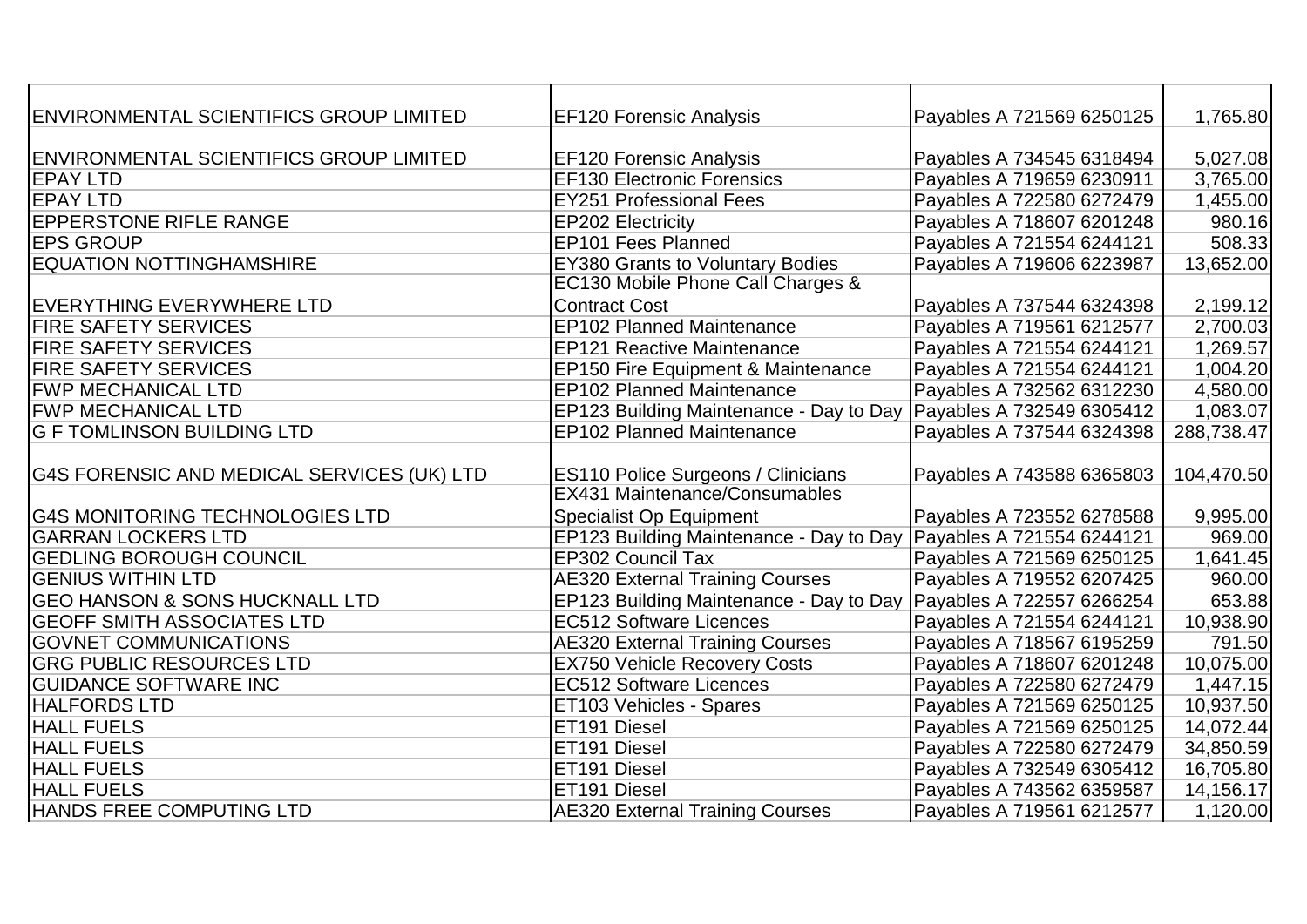| | | | |
|---|---|---|---|
| ENVIRONMENTAL SCIENTIFICS GROUP LIMITED | EF120 Forensic Analysis | Payables A 721569 6250125 | 1,765.80 |
| ENVIRONMENTAL SCIENTIFICS GROUP LIMITED | EF120 Forensic Analysis | Payables A 734545 6318494 | 5,027.08 |
| EPAY LTD | EF130 Electronic Forensics | Payables A 719659 6230911 | 3,765.00 |
| EPAY LTD | EY251 Professional Fees | Payables A 722580 6272479 | 1,455.00 |
| EPPERSTONE RIFLE RANGE | EP202 Electricity | Payables A 718607 6201248 | 980.16 |
| EPS GROUP | EP101 Fees Planned | Payables A 721554 6244121 | 508.33 |
| EQUATION NOTTINGHAMSHIRE | EY380 Grants to Voluntary Bodies | Payables A 719606 6223987 | 13,652.00 |
| EVERYTHING EVERYWHERE LTD | EC130 Mobile Phone Call Charges & Contract Cost | Payables A 737544 6324398 | 2,199.12 |
| FIRE SAFETY SERVICES | EP102 Planned Maintenance | Payables A 719561 6212577 | 2,700.03 |
| FIRE SAFETY SERVICES | EP121 Reactive Maintenance | Payables A 721554 6244121 | 1,269.57 |
| FIRE SAFETY SERVICES | EP150 Fire Equipment & Maintenance | Payables A 721554 6244121 | 1,004.20 |
| FWP MECHANICAL LTD | EP102 Planned Maintenance | Payables A 732562 6312230 | 4,580.00 |
| FWP MECHANICAL LTD | EP123 Building Maintenance - Day to Day | Payables A 732549 6305412 | 1,083.07 |
| G F TOMLINSON BUILDING LTD | EP102 Planned Maintenance | Payables A 737544 6324398 | 288,738.47 |
| G4S FORENSIC AND MEDICAL SERVICES (UK) LTD | ES110 Police Surgeons / Clinicians | Payables A 743588 6365803 | 104,470.50 |
| G4S MONITORING TECHNOLOGIES LTD | EX431 Maintenance/Consumables Specialist Op Equipment | Payables A 723552 6278588 | 9,995.00 |
| GARRAN LOCKERS LTD | EP123 Building Maintenance - Day to Day | Payables A 721554 6244121 | 969.00 |
| GEDLING BOROUGH COUNCIL | EP302 Council Tax | Payables A 721569 6250125 | 1,641.45 |
| GENIUS WITHIN LTD | AE320 External Training Courses | Payables A 719552 6207425 | 960.00 |
| GEO HANSON & SONS HUCKNALL LTD | EP123 Building Maintenance - Day to Day | Payables A 722557 6266254 | 653.88 |
| GEOFF SMITH ASSOCIATES LTD | EC512 Software Licences | Payables A 721554 6244121 | 10,938.90 |
| GOVNET COMMUNICATIONS | AE320 External Training Courses | Payables A 718567 6195259 | 791.50 |
| GRG PUBLIC RESOURCES LTD | EX750 Vehicle Recovery Costs | Payables A 718607 6201248 | 10,075.00 |
| GUIDANCE SOFTWARE INC | EC512 Software Licences | Payables A 722580 6272479 | 1,447.15 |
| HALFORDS LTD | ET103 Vehicles - Spares | Payables A 721569 6250125 | 10,937.50 |
| HALL FUELS | ET191 Diesel | Payables A 721569 6250125 | 14,072.44 |
| HALL FUELS | ET191 Diesel | Payables A 722580 6272479 | 34,850.59 |
| HALL FUELS | ET191 Diesel | Payables A 732549 6305412 | 16,705.80 |
| HALL FUELS | ET191 Diesel | Payables A 743562 6359587 | 14,156.17 |
| HANDS FREE COMPUTING LTD | AE320 External Training Courses | Payables A 719561 6212577 | 1,120.00 |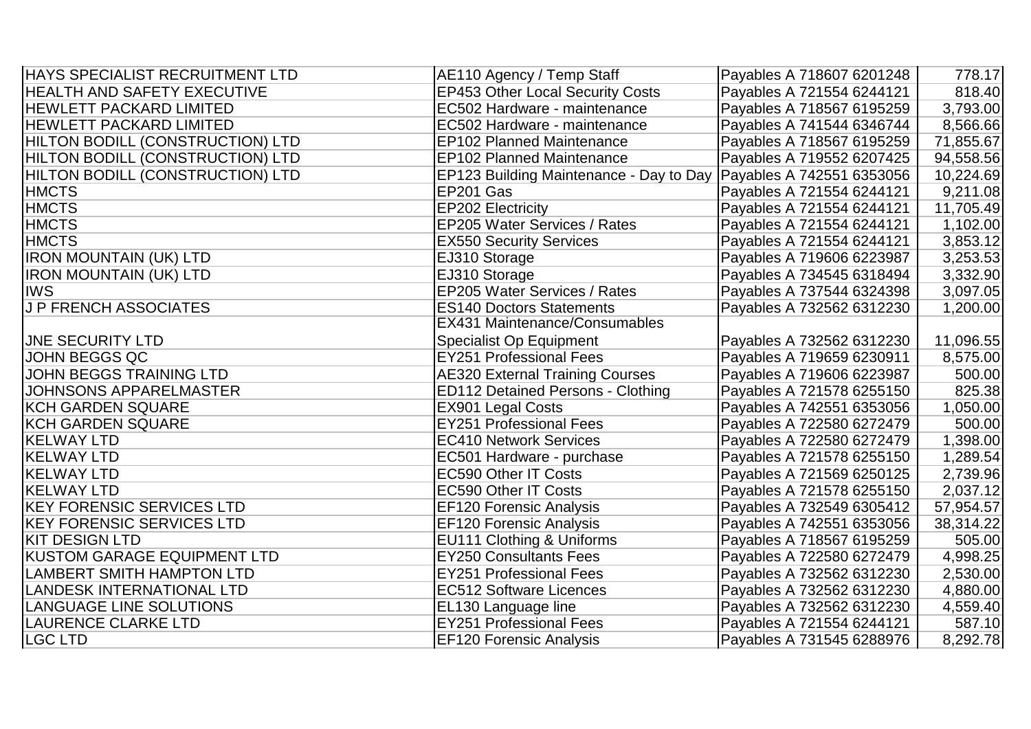| | | | |
|---|---|---|---|
| HAYS SPECIALIST RECRUITMENT LTD | AE110 Agency / Temp Staff | Payables A 718607 6201248 | 778.17 |
| HEALTH AND SAFETY EXECUTIVE | EP453 Other Local Security Costs | Payables A 721554 6244121 | 818.40 |
| HEWLETT PACKARD LIMITED | EC502 Hardware - maintenance | Payables A 718567 6195259 | 3,793.00 |
| HEWLETT PACKARD LIMITED | EC502 Hardware - maintenance | Payables A 741544 6346744 | 8,566.66 |
| HILTON BODILL (CONSTRUCTION) LTD | EP102 Planned Maintenance | Payables A 718567 6195259 | 71,855.67 |
| HILTON BODILL (CONSTRUCTION) LTD | EP102 Planned Maintenance | Payables A 719552 6207425 | 94,558.56 |
| HILTON BODILL (CONSTRUCTION) LTD | EP123 Building Maintenance - Day to Day | Payables A 742551 6353056 | 10,224.69 |
| HMCTS | EP201 Gas | Payables A 721554 6244121 | 9,211.08 |
| HMCTS | EP202 Electricity | Payables A 721554 6244121 | 11,705.49 |
| HMCTS | EP205 Water Services / Rates | Payables A 721554 6244121 | 1,102.00 |
| HMCTS | EX550 Security Services | Payables A 721554 6244121 | 3,853.12 |
| IRON MOUNTAIN (UK) LTD | EJ310 Storage | Payables A 719606 6223987 | 3,253.53 |
| IRON MOUNTAIN (UK) LTD | EJ310 Storage | Payables A 734545 6318494 | 3,332.90 |
| IWS | EP205 Water Services / Rates | Payables A 737544 6324398 | 3,097.05 |
| J P FRENCH ASSOCIATES | ES140 Doctors Statements | Payables A 732562 6312230 | 1,200.00 |
| JNE SECURITY LTD | EX431 Maintenance/Consumables Specialist Op Equipment | Payables A 732562 6312230 | 11,096.55 |
| JOHN BEGGS QC | EY251 Professional Fees | Payables A 719659 6230911 | 8,575.00 |
| JOHN BEGGS TRAINING LTD | AE320 External Training Courses | Payables A 719606 6223987 | 500.00 |
| JOHNSONS APPARELMASTER | ED112 Detained Persons - Clothing | Payables A 721578 6255150 | 825.38 |
| KCH GARDEN SQUARE | EX901 Legal Costs | Payables A 742551 6353056 | 1,050.00 |
| KCH GARDEN SQUARE | EY251 Professional Fees | Payables A 722580 6272479 | 500.00 |
| KELWAY LTD | EC410 Network Services | Payables A 722580 6272479 | 1,398.00 |
| KELWAY LTD | EC501 Hardware - purchase | Payables A 721578 6255150 | 1,289.54 |
| KELWAY LTD | EC590 Other IT Costs | Payables A 721569 6250125 | 2,739.96 |
| KELWAY LTD | EC590 Other IT Costs | Payables A 721578 6255150 | 2,037.12 |
| KEY FORENSIC SERVICES LTD | EF120 Forensic Analysis | Payables A 732549 6305412 | 57,954.57 |
| KEY FORENSIC SERVICES LTD | EF120 Forensic Analysis | Payables A 742551 6353056 | 38,314.22 |
| KIT DESIGN LTD | EU111 Clothing & Uniforms | Payables A 718567 6195259 | 505.00 |
| KUSTOM GARAGE EQUIPMENT LTD | EY250 Consultants Fees | Payables A 722580 6272479 | 4,998.25 |
| LAMBERT SMITH HAMPTON LTD | EY251 Professional Fees | Payables A 732562 6312230 | 2,530.00 |
| LANDESK INTERNATIONAL LTD | EC512 Software Licences | Payables A 732562 6312230 | 4,880.00 |
| LANGUAGE LINE SOLUTIONS | EL130 Language line | Payables A 732562 6312230 | 4,559.40 |
| LAURENCE CLARKE LTD | EY251 Professional Fees | Payables A 721554 6244121 | 587.10 |
| LGC LTD | EF120 Forensic Analysis | Payables A 731545 6288976 | 8,292.78 |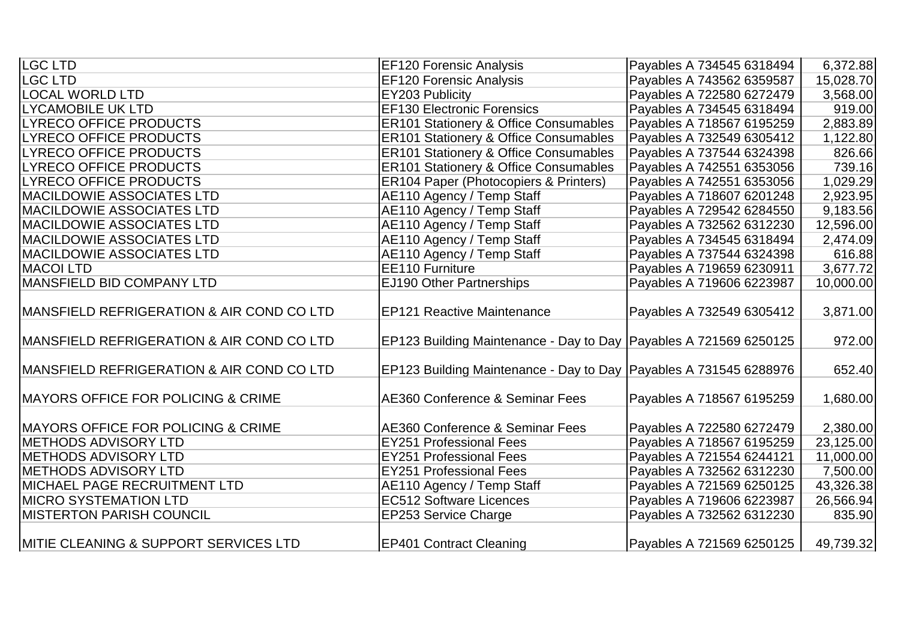| LGC LTD | EF120 Forensic Analysis | Payables A 734545 6318494 | 6,372.88 |
|---|---|---|---|
| LGC LTD | EF120 Forensic Analysis | Payables A 743562 6359587 | 15,028.70 |
| LOCAL WORLD LTD | EY203 Publicity | Payables A 722580 6272479 | 3,568.00 |
| LYCAMOBILE UK LTD | EF130 Electronic Forensics | Payables A 734545 6318494 | 919.00 |
| LYRECO OFFICE PRODUCTS | ER101 Stationery & Office Consumables | Payables A 718567 6195259 | 2,883.89 |
| LYRECO OFFICE PRODUCTS | ER101 Stationery & Office Consumables | Payables A 732549 6305412 | 1,122.80 |
| LYRECO OFFICE PRODUCTS | ER101 Stationery & Office Consumables | Payables A 737544 6324398 | 826.66 |
| LYRECO OFFICE PRODUCTS | ER101 Stationery & Office Consumables | Payables A 742551 6353056 | 739.16 |
| LYRECO OFFICE PRODUCTS | ER104 Paper (Photocopiers & Printers) | Payables A 742551 6353056 | 1,029.29 |
| MACILDOWIE ASSOCIATES LTD | AE110 Agency / Temp Staff | Payables A 718607 6201248 | 2,923.95 |
| MACILDOWIE ASSOCIATES LTD | AE110 Agency / Temp Staff | Payables A 729542 6284550 | 9,183.56 |
| MACILDOWIE ASSOCIATES LTD | AE110 Agency / Temp Staff | Payables A 732562 6312230 | 12,596.00 |
| MACILDOWIE ASSOCIATES LTD | AE110 Agency / Temp Staff | Payables A 734545 6318494 | 2,474.09 |
| MACILDOWIE ASSOCIATES LTD | AE110 Agency / Temp Staff | Payables A 737544 6324398 | 616.88 |
| MACOI LTD | EE110 Furniture | Payables A 719659 6230911 | 3,677.72 |
| MANSFIELD BID COMPANY LTD | EJ190 Other Partnerships | Payables A 719606 6223987 | 10,000.00 |
| MANSFIELD REFRIGERATION & AIR COND CO LTD | EP121 Reactive Maintenance | Payables A 732549 6305412 | 3,871.00 |
| MANSFIELD REFRIGERATION & AIR COND CO LTD | EP123 Building Maintenance - Day to Day | Payables A 721569 6250125 | 972.00 |
| MANSFIELD REFRIGERATION & AIR COND CO LTD | EP123 Building Maintenance - Day to Day | Payables A 731545 6288976 | 652.40 |
| MAYORS OFFICE FOR POLICING & CRIME | AE360 Conference & Seminar Fees | Payables A 718567 6195259 | 1,680.00 |
| MAYORS OFFICE FOR POLICING & CRIME | AE360 Conference & Seminar Fees | Payables A 722580 6272479 | 2,380.00 |
| METHODS ADVISORY LTD | EY251 Professional Fees | Payables A 718567 6195259 | 23,125.00 |
| METHODS ADVISORY LTD | EY251 Professional Fees | Payables A 721554 6244121 | 11,000.00 |
| METHODS ADVISORY LTD | EY251 Professional Fees | Payables A 732562 6312230 | 7,500.00 |
| MICHAEL PAGE RECRUITMENT LTD | AE110 Agency / Temp Staff | Payables A 721569 6250125 | 43,326.38 |
| MICRO SYSTEMATION LTD | EC512 Software Licences | Payables A 719606 6223987 | 26,566.94 |
| MISTERTON PARISH COUNCIL | EP253 Service Charge | Payables A 732562 6312230 | 835.90 |
| MITIE CLEANING & SUPPORT SERVICES LTD | EP401 Contract Cleaning | Payables A 721569 6250125 | 49,739.32 |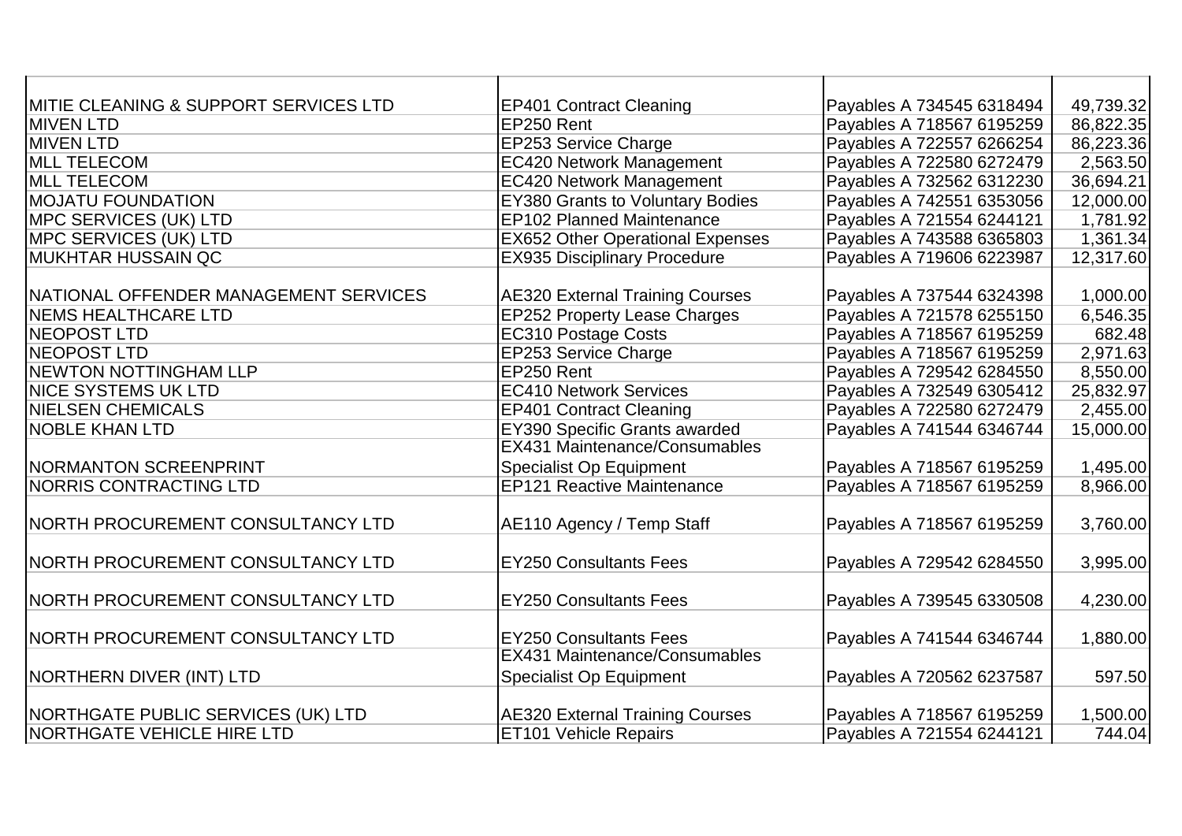| | | | |
|---|---|---|---|
| MITIE CLEANING & SUPPORT SERVICES LTD | EP401 Contract Cleaning | Payables A 734545 6318494 | 49,739.32 |
| MIVEN LTD | EP250 Rent | Payables A 718567 6195259 | 86,822.35 |
| MIVEN LTD | EP253 Service Charge | Payables A 722557 6266254 | 86,223.36 |
| MLL TELECOM | EC420 Network Management | Payables A 722580 6272479 | 2,563.50 |
| MLL TELECOM | EC420 Network Management | Payables A 732562 6312230 | 36,694.21 |
| MOJATU FOUNDATION | EY380 Grants to Voluntary Bodies | Payables A 742551 6353056 | 12,000.00 |
| MPC SERVICES (UK) LTD | EP102 Planned Maintenance | Payables A 721554 6244121 | 1,781.92 |
| MPC SERVICES (UK) LTD | EX652 Other Operational Expenses | Payables A 743588 6365803 | 1,361.34 |
| MUKHTAR HUSSAIN QC | EX935 Disciplinary Procedure | Payables A 719606 6223987 | 12,317.60 |
| NATIONAL OFFENDER MANAGEMENT SERVICES | AE320 External Training Courses | Payables A 737544 6324398 | 1,000.00 |
| NEMS HEALTHCARE LTD | EP252 Property Lease Charges | Payables A 721578 6255150 | 6,546.35 |
| NEOPOST LTD | EC310 Postage Costs | Payables A 718567 6195259 | 682.48 |
| NEOPOST LTD | EP253 Service Charge | Payables A 718567 6195259 | 2,971.63 |
| NEWTON NOTTINGHAM LLP | EP250 Rent | Payables A 729542 6284550 | 8,550.00 |
| NICE SYSTEMS UK LTD | EC410 Network Services | Payables A 732549 6305412 | 25,832.97 |
| NIELSEN CHEMICALS | EP401 Contract Cleaning | Payables A 722580 6272479 | 2,455.00 |
| NOBLE KHAN LTD | EY390 Specific Grants awarded | Payables A 741544 6346744 | 15,000.00 |
| NORMANTON SCREENPRINT | EX431 Maintenance/Consumables Specialist Op Equipment | Payables A 718567 6195259 | 1,495.00 |
| NORRIS CONTRACTING LTD | EP121 Reactive Maintenance | Payables A 718567 6195259 | 8,966.00 |
| NORTH PROCUREMENT CONSULTANCY LTD | AE110 Agency / Temp Staff | Payables A 718567 6195259 | 3,760.00 |
| NORTH PROCUREMENT CONSULTANCY LTD | EY250 Consultants Fees | Payables A 729542 6284550 | 3,995.00 |
| NORTH PROCUREMENT CONSULTANCY LTD | EY250 Consultants Fees | Payables A 739545 6330508 | 4,230.00 |
| NORTH PROCUREMENT CONSULTANCY LTD | EY250 Consultants Fees | Payables A 741544 6346744 | 1,880.00 |
| NORTHERN DIVER (INT) LTD | EX431 Maintenance/Consumables Specialist Op Equipment | Payables A 720562 6237587 | 597.50 |
| NORTHGATE PUBLIC SERVICES (UK) LTD | AE320 External Training Courses | Payables A 718567 6195259 | 1,500.00 |
| NORTHGATE VEHICLE HIRE LTD | ET101 Vehicle Repairs | Payables A 721554 6244121 | 744.04 |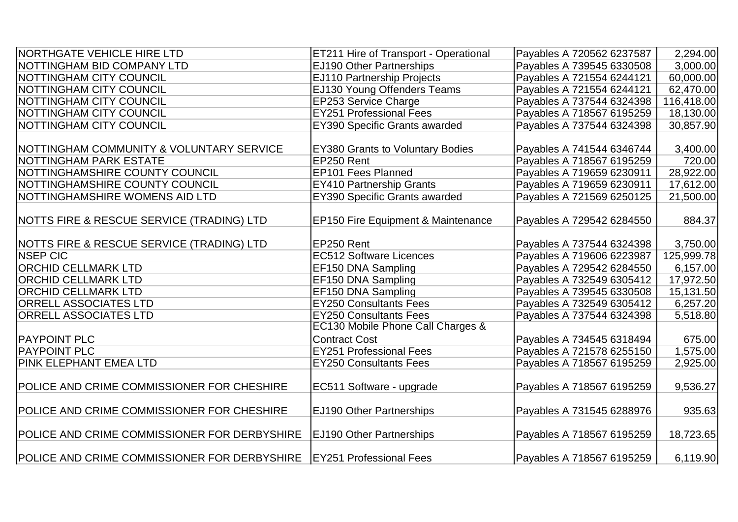| | | | |
|---|---|---|---|
| NORTHGATE VEHICLE HIRE LTD | ET211 Hire of Transport - Operational | Payables A 720562 6237587 | 2,294.00 |
| NOTTINGHAM BID COMPANY LTD | EJ190 Other Partnerships | Payables A 739545 6330508 | 3,000.00 |
| NOTTINGHAM CITY COUNCIL | EJ110 Partnership Projects | Payables A 721554 6244121 | 60,000.00 |
| NOTTINGHAM CITY COUNCIL | EJ130 Young Offenders Teams | Payables A 721554 6244121 | 62,470.00 |
| NOTTINGHAM CITY COUNCIL | EP253 Service Charge | Payables A 737544 6324398 | 116,418.00 |
| NOTTINGHAM CITY COUNCIL | EY251 Professional Fees | Payables A 718567 6195259 | 18,130.00 |
| NOTTINGHAM CITY COUNCIL | EY390 Specific Grants awarded | Payables A 737544 6324398 | 30,857.90 |
| NOTTINGHAM COMMUNITY & VOLUNTARY SERVICE | EY380 Grants to Voluntary Bodies | Payables A 741544 6346744 | 3,400.00 |
| NOTTINGHAM PARK ESTATE | EP250 Rent | Payables A 718567 6195259 | 720.00 |
| NOTTINGHAMSHIRE COUNTY COUNCIL | EP101 Fees Planned | Payables A 719659 6230911 | 28,922.00 |
| NOTTINGHAMSHIRE COUNTY COUNCIL | EY410 Partnership Grants | Payables A 719659 6230911 | 17,612.00 |
| NOTTINGHAMSHIRE WOMENS AID LTD | EY390 Specific Grants awarded | Payables A 721569 6250125 | 21,500.00 |
| NOTTS FIRE & RESCUE SERVICE (TRADING) LTD | EP150 Fire Equipment & Maintenance | Payables A 729542 6284550 | 884.37 |
| NOTTS FIRE & RESCUE SERVICE (TRADING) LTD | EP250 Rent | Payables A 737544 6324398 | 3,750.00 |
| NSEP CIC | EC512 Software Licences | Payables A 719606 6223987 | 125,999.78 |
| ORCHID CELLMARK LTD | EF150 DNA Sampling | Payables A 729542 6284550 | 6,157.00 |
| ORCHID CELLMARK LTD | EF150 DNA Sampling | Payables A 732549 6305412 | 17,972.50 |
| ORCHID CELLMARK LTD | EF150 DNA Sampling | Payables A 739545 6330508 | 15,131.50 |
| ORRELL ASSOCIATES LTD | EY250 Consultants Fees | Payables A 732549 6305412 | 6,257.20 |
| ORRELL ASSOCIATES LTD | EY250 Consultants Fees | Payables A 737544 6324398 | 5,518.80 |
| PAYPOINT PLC | EC130 Mobile Phone Call Charges & Contract Cost | Payables A 734545 6318494 | 675.00 |
| PAYPOINT PLC | EY251 Professional Fees | Payables A 721578 6255150 | 1,575.00 |
| PINK ELEPHANT EMEA LTD | EY250 Consultants Fees | Payables A 718567 6195259 | 2,925.00 |
| POLICE AND CRIME COMMISSIONER FOR CHESHIRE | EC511 Software - upgrade | Payables A 718567 6195259 | 9,536.27 |
| POLICE AND CRIME COMMISSIONER FOR CHESHIRE | EJ190 Other Partnerships | Payables A 731545 6288976 | 935.63 |
| POLICE AND CRIME COMMISSIONER FOR DERBYSHIRE | EJ190 Other Partnerships | Payables A 718567 6195259 | 18,723.65 |
| POLICE AND CRIME COMMISSIONER FOR DERBYSHIRE | EY251 Professional Fees | Payables A 718567 6195259 | 6,119.90 |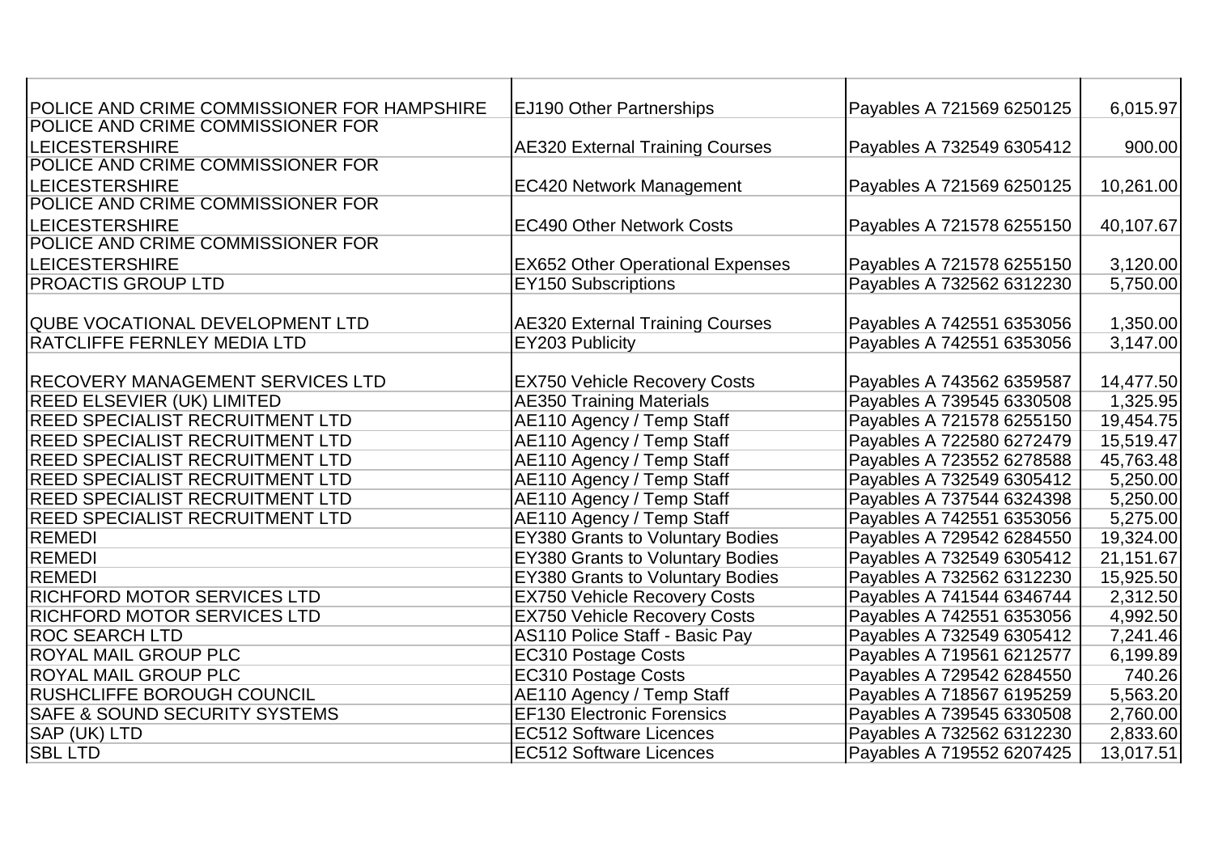| | | | |
|---|---|---|---|
| POLICE AND CRIME COMMISSIONER FOR HAMPSHIRE | EJ190 Other Partnerships | Payables A 721569 6250125 | 6,015.97 |
| POLICE AND CRIME COMMISSIONER FOR LEICESTERSHIRE | AE320 External Training Courses | Payables A 732549 6305412 | 900.00 |
| POLICE AND CRIME COMMISSIONER FOR LEICESTERSHIRE | EC420 Network Management | Payables A 721569 6250125 | 10,261.00 |
| POLICE AND CRIME COMMISSIONER FOR LEICESTERSHIRE | EC490 Other Network Costs | Payables A 721578 6255150 | 40,107.67 |
| POLICE AND CRIME COMMISSIONER FOR LEICESTERSHIRE | EX652 Other Operational Expenses | Payables A 721578 6255150 | 3,120.00 |
| PROACTIS GROUP LTD | EY150 Subscriptions | Payables A 732562 6312230 | 5,750.00 |
| QUBE VOCATIONAL DEVELOPMENT LTD | AE320 External Training Courses | Payables A 742551 6353056 | 1,350.00 |
| RATCLIFFE FERNLEY MEDIA LTD | EY203 Publicity | Payables A 742551 6353056 | 3,147.00 |
| RECOVERY MANAGEMENT SERVICES LTD | EX750 Vehicle Recovery Costs | Payables A 743562 6359587 | 14,477.50 |
| REED ELSEVIER (UK) LIMITED | AE350 Training Materials | Payables A 739545 6330508 | 1,325.95 |
| REED SPECIALIST RECRUITMENT LTD | AE110 Agency / Temp Staff | Payables A 721578 6255150 | 19,454.75 |
| REED SPECIALIST RECRUITMENT LTD | AE110 Agency / Temp Staff | Payables A 722580 6272479 | 15,519.47 |
| REED SPECIALIST RECRUITMENT LTD | AE110 Agency / Temp Staff | Payables A 723552 6278588 | 45,763.48 |
| REED SPECIALIST RECRUITMENT LTD | AE110 Agency / Temp Staff | Payables A 732549 6305412 | 5,250.00 |
| REED SPECIALIST RECRUITMENT LTD | AE110 Agency / Temp Staff | Payables A 737544 6324398 | 5,250.00 |
| REED SPECIALIST RECRUITMENT LTD | AE110 Agency / Temp Staff | Payables A 742551 6353056 | 5,275.00 |
| REMEDI | EY380 Grants to Voluntary Bodies | Payables A 729542 6284550 | 19,324.00 |
| REMEDI | EY380 Grants to Voluntary Bodies | Payables A 732549 6305412 | 21,151.67 |
| REMEDI | EY380 Grants to Voluntary Bodies | Payables A 732562 6312230 | 15,925.50 |
| RICHFORD MOTOR SERVICES LTD | EX750 Vehicle Recovery Costs | Payables A 741544 6346744 | 2,312.50 |
| RICHFORD MOTOR SERVICES LTD | EX750 Vehicle Recovery Costs | Payables A 742551 6353056 | 4,992.50 |
| ROC SEARCH LTD | AS110 Police Staff - Basic Pay | Payables A 732549 6305412 | 7,241.46 |
| ROYAL MAIL GROUP PLC | EC310 Postage Costs | Payables A 719561 6212577 | 6,199.89 |
| ROYAL MAIL GROUP PLC | EC310 Postage Costs | Payables A 729542 6284550 | 740.26 |
| RUSHCLIFFE BOROUGH COUNCIL | AE110 Agency / Temp Staff | Payables A 718567 6195259 | 5,563.20 |
| SAFE & SOUND SECURITY SYSTEMS | EF130 Electronic Forensics | Payables A 739545 6330508 | 2,760.00 |
| SAP (UK) LTD | EC512 Software Licences | Payables A 732562 6312230 | 2,833.60 |
| SBL LTD | EC512 Software Licences | Payables A 719552 6207425 | 13,017.51 |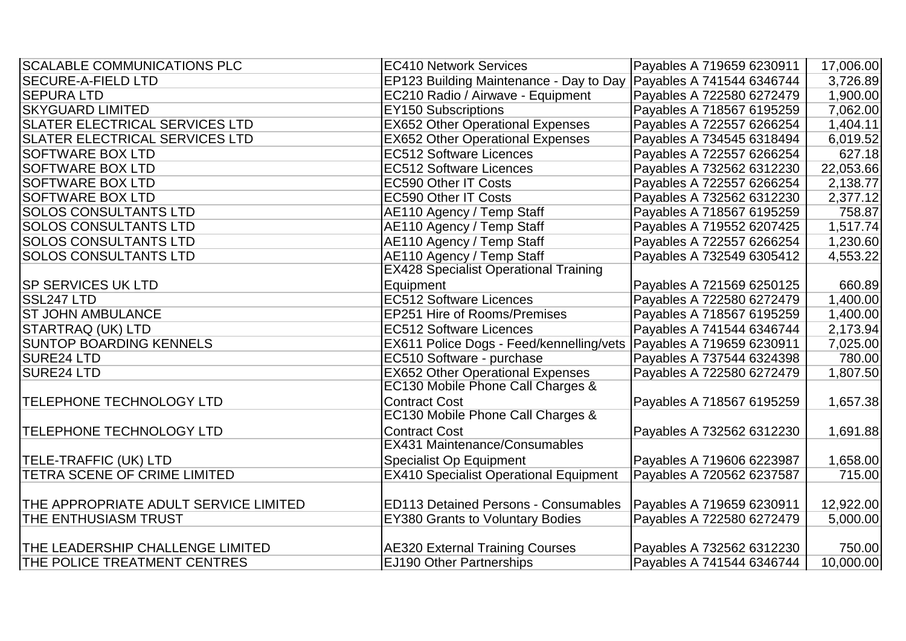| | | | |
|---|---|---|---|
| SCALABLE COMMUNICATIONS PLC | EC410 Network Services | Payables A 719659 6230911 | 17,006.00 |
| SECURE-A-FIELD LTD | EP123 Building Maintenance - Day to Day | Payables A 741544 6346744 | 3,726.89 |
| SEPURA LTD | EC210 Radio / Airwave - Equipment | Payables A 722580 6272479 | 1,900.00 |
| SKYGUARD LIMITED | EY150 Subscriptions | Payables A 718567 6195259 | 7,062.00 |
| SLATER ELECTRICAL SERVICES LTD | EX652 Other Operational Expenses | Payables A 722557 6266254 | 1,404.11 |
| SLATER ELECTRICAL SERVICES LTD | EX652 Other Operational Expenses | Payables A 734545 6318494 | 6,019.52 |
| SOFTWARE BOX LTD | EC512 Software Licences | Payables A 722557 6266254 | 627.18 |
| SOFTWARE BOX LTD | EC512 Software Licences | Payables A 732562 6312230 | 22,053.66 |
| SOFTWARE BOX LTD | EC590 Other IT Costs | Payables A 722557 6266254 | 2,138.77 |
| SOFTWARE BOX LTD | EC590 Other IT Costs | Payables A 732562 6312230 | 2,377.12 |
| SOLOS CONSULTANTS LTD | AE110 Agency / Temp Staff | Payables A 718567 6195259 | 758.87 |
| SOLOS CONSULTANTS LTD | AE110 Agency / Temp Staff | Payables A 719552 6207425 | 1,517.74 |
| SOLOS CONSULTANTS LTD | AE110 Agency / Temp Staff | Payables A 722557 6266254 | 1,230.60 |
| SOLOS CONSULTANTS LTD | AE110 Agency / Temp Staff | Payables A 732549 6305412 | 4,553.22 |
| SP SERVICES UK LTD | EX428 Specialist Operational Training Equipment | Payables A 721569 6250125 | 660.89 |
| SSL247 LTD | EC512 Software Licences | Payables A 722580 6272479 | 1,400.00 |
| ST JOHN AMBULANCE | EP251 Hire of Rooms/Premises | Payables A 718567 6195259 | 1,400.00 |
| STARTRAQ (UK) LTD | EC512 Software Licences | Payables A 741544 6346744 | 2,173.94 |
| SUNTOP BOARDING KENNELS | EX611 Police Dogs - Feed/kennelling/vets | Payables A 719659 6230911 | 7,025.00 |
| SURE24 LTD | EC510 Software - purchase | Payables A 737544 6324398 | 780.00 |
| SURE24 LTD | EX652 Other Operational Expenses | Payables A 722580 6272479 | 1,807.50 |
| TELEPHONE TECHNOLOGY LTD | EC130 Mobile Phone Call Charges & Contract Cost | Payables A 718567 6195259 | 1,657.38 |
| TELEPHONE TECHNOLOGY LTD | EC130 Mobile Phone Call Charges & Contract Cost | Payables A 732562 6312230 | 1,691.88 |
| TELE-TRAFFIC (UK) LTD | EX431 Maintenance/Consumables Specialist Op Equipment | Payables A 719606 6223987 | 1,658.00 |
| TETRA SCENE OF CRIME LIMITED | EX410 Specialist Operational Equipment | Payables A 720562 6237587 | 715.00 |
| THE APPROPRIATE ADULT SERVICE LIMITED | ED113 Detained Persons - Consumables | Payables A 719659 6230911 | 12,922.00 |
| THE ENTHUSIASM TRUST | EY380 Grants to Voluntary Bodies | Payables A 722580 6272479 | 5,000.00 |
| THE LEADERSHIP CHALLENGE LIMITED | AE320 External Training Courses | Payables A 732562 6312230 | 750.00 |
| THE POLICE TREATMENT CENTRES | EJ190 Other Partnerships | Payables A 741544 6346744 | 10,000.00 |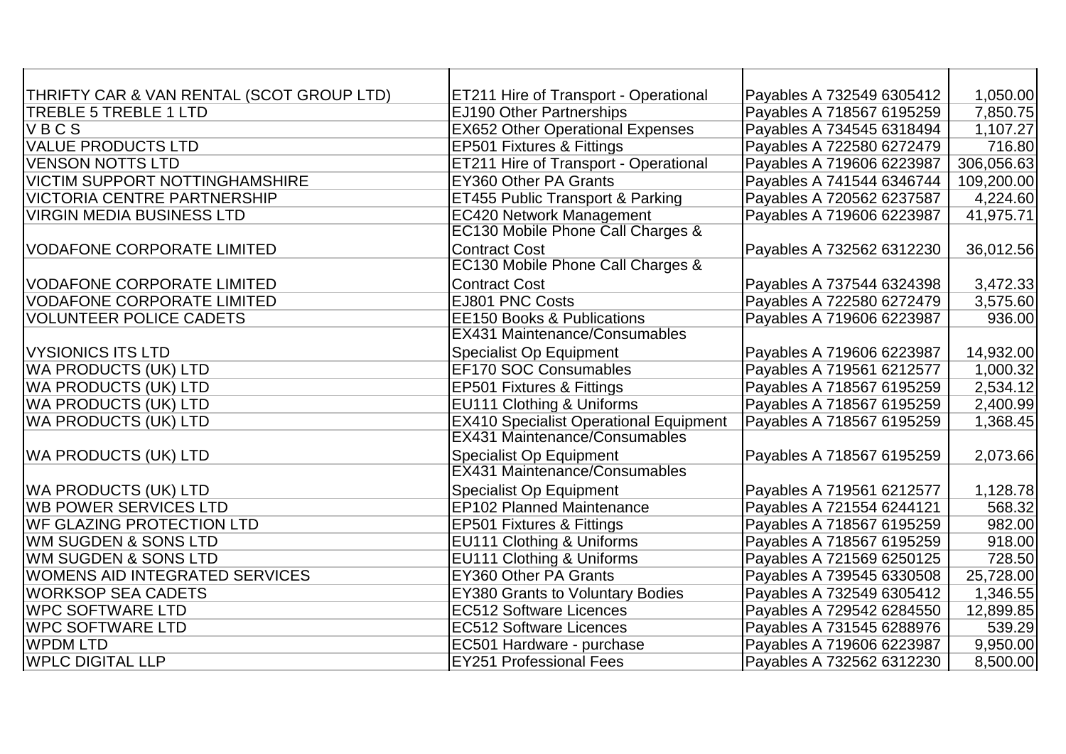| | | | |
|---|---|---|---|
| THRIFTY CAR & VAN RENTAL (SCOT GROUP LTD) | ET211 Hire of Transport - Operational | Payables A 732549 6305412 | 1,050.00 |
| TREBLE 5 TREBLE 1 LTD | EJ190 Other Partnerships | Payables A 718567 6195259 | 7,850.75 |
| V B C S | EX652 Other Operational Expenses | Payables A 734545 6318494 | 1,107.27 |
| VALUE PRODUCTS LTD | EP501 Fixtures & Fittings | Payables A 722580 6272479 | 716.80 |
| VENSON NOTTS LTD | ET211 Hire of Transport - Operational | Payables A 719606 6223987 | 306,056.63 |
| VICTIM SUPPORT NOTTINGHAMSHIRE | EY360 Other PA Grants | Payables A 741544 6346744 | 109,200.00 |
| VICTORIA CENTRE PARTNERSHIP | ET455 Public Transport & Parking | Payables A 720562 6237587 | 4,224.60 |
| VIRGIN MEDIA BUSINESS LTD | EC420 Network Management | Payables A 719606 6223987 | 41,975.71 |
| VODAFONE CORPORATE LIMITED | EC130 Mobile Phone Call Charges & Contract Cost | Payables A 732562 6312230 | 36,012.56 |
| VODAFONE CORPORATE LIMITED | EC130 Mobile Phone Call Charges & Contract Cost | Payables A 737544 6324398 | 3,472.33 |
| VODAFONE CORPORATE LIMITED | EJ801 PNC Costs | Payables A 722580 6272479 | 3,575.60 |
| VOLUNTEER POLICE CADETS | EE150 Books & Publications | Payables A 719606 6223987 | 936.00 |
| VYSIONICS ITS LTD | EX431 Maintenance/Consumables Specialist Op Equipment | Payables A 719606 6223987 | 14,932.00 |
| WA PRODUCTS (UK) LTD | EF170 SOC Consumables | Payables A 719561 6212577 | 1,000.32 |
| WA PRODUCTS (UK) LTD | EP501 Fixtures & Fittings | Payables A 718567 6195259 | 2,534.12 |
| WA PRODUCTS (UK) LTD | EU111 Clothing & Uniforms | Payables A 718567 6195259 | 2,400.99 |
| WA PRODUCTS (UK) LTD | EX410 Specialist Operational Equipment | Payables A 718567 6195259 | 1,368.45 |
| WA PRODUCTS (UK) LTD | EX431 Maintenance/Consumables Specialist Op Equipment | Payables A 718567 6195259 | 2,073.66 |
| WA PRODUCTS (UK) LTD | EX431 Maintenance/Consumables Specialist Op Equipment | Payables A 719561 6212577 | 1,128.78 |
| WB POWER SERVICES LTD | EP102 Planned Maintenance | Payables A 721554 6244121 | 568.32 |
| WF GLAZING PROTECTION LTD | EP501 Fixtures & Fittings | Payables A 718567 6195259 | 982.00 |
| WM SUGDEN & SONS LTD | EU111 Clothing & Uniforms | Payables A 718567 6195259 | 918.00 |
| WM SUGDEN & SONS LTD | EU111 Clothing & Uniforms | Payables A 721569 6250125 | 728.50 |
| WOMENS AID INTEGRATED SERVICES | EY360 Other PA Grants | Payables A 739545 6330508 | 25,728.00 |
| WORKSOP SEA CADETS | EY380 Grants to Voluntary Bodies | Payables A 732549 6305412 | 1,346.55 |
| WPC SOFTWARE LTD | EC512 Software Licences | Payables A 729542 6284550 | 12,899.85 |
| WPC SOFTWARE LTD | EC512 Software Licences | Payables A 731545 6288976 | 539.29 |
| WPDM LTD | EC501 Hardware - purchase | Payables A 719606 6223987 | 9,950.00 |
| WPLC DIGITAL LLP | EY251 Professional Fees | Payables A 732562 6312230 | 8,500.00 |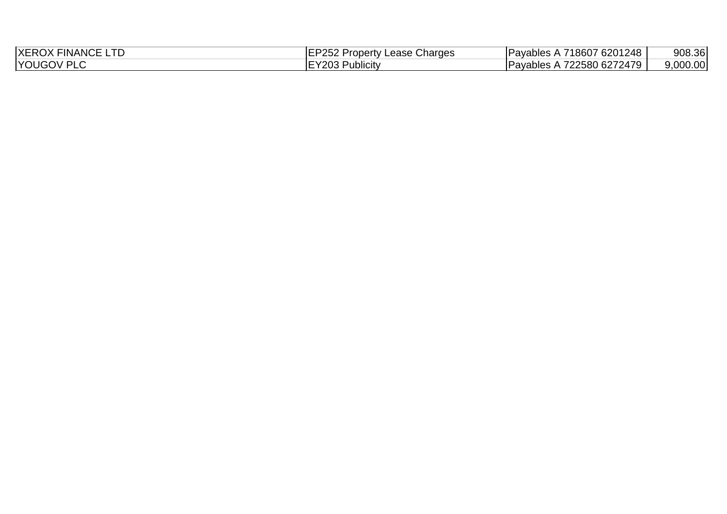| | | | |
|---|---|---|---|
| XEROX FINANCE LTD | EP252 Property Lease Charges | Payables A 718607 6201248 | 908.36 |
| YOUGOV PLC | EY203 Publicity | Payables A 722580 6272479 | 9,000.00 |